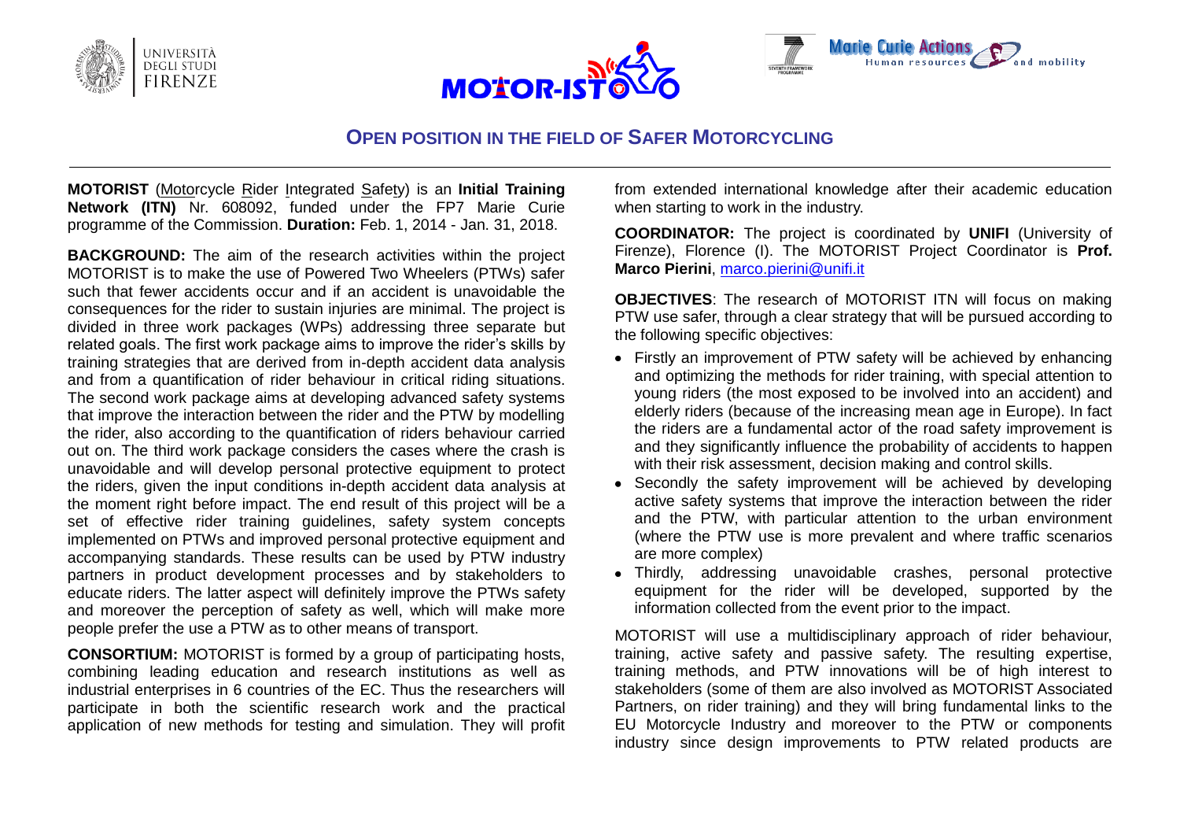## OPEN POSITION IN THE FIELD OF SAFER MOTORCYCLING

**MOTORIST** (Motorcycle Rider Integrated Safety) is an **Initial Training Network (ITN)** Nr. 608092, funded under the FP7 Marie Curie programme of the Commission. **Duration:** Feb. 1, 2014 - Jan. 31, 2018.

**BACKGROUND:** The aim of the research activities within the project MOTORIST is to make the use of Powered Two Wheelers (PTWs) safer such that fewer accidents occur and if an accident is unavoidable the consequences for the rider to sustain injuries are minimal. The project is divided in three work packages (WPs) addressing three separate but related goals. The first work package aims to improve the rider's skills by training strategies that are derived from in-depth accident data analysis and from a quantification of rider behaviour in critical riding situations. The second work package aims at developing advanced safety systems that improve the interaction between the rider and the PTW by modelling the rider, also according to the quantification of riders behaviour carried out on. The third work package considers the cases where the crash is unavoidable and will develop personal protective equipment to protect the riders, given the input conditions in-depth accident data analysis at the moment right before impact. The end result of this project will be a set of effective rider training guidelines, safety system concepts implemented on PTWs and improved personal protective equipment and accompanying standards. These results can be used by PTW industry partners in product development processes and by stakeholders to educate riders. The latter aspect will definitely improve the PTWs safety and moreover the perception of safety as well, which will make more people prefer the use a PTW as to other means of transport.

**CONSORTIUM:** MOTORIST is formed by a group of participating hosts, combining leading education and research institutions as well as industrial enterprises in 6 countries of the EC. Thus the researchers will participate in both the scientific research work and the practical application of new methods for testing and simulation. They will profit from extended international knowledge after their academic education when starting to work in the industry.

**COORDINATOR:** The project is coordinated by **UNIFI** (University of Firenze), Florence (I). The MOTORIST Project Coordinator is **Prof. Marco Pierini**, marco.pierini@unifi.it

**OBJECTIVES**: The research of MOTORIST ITN will focus on making PTW use safer, through a clear strategy that will be pursued according to the following specific objectives:

- Firstly an improvement of PTW safety will be achieved by enhancing and optimizing the methods for rider training, with special attention to young riders (the most exposed to be involved into an accident) and elderly riders (because of the increasing mean age in Europe). In fact the riders are a fundamental actor of the road safety improvement is and they significantly influence the probability of accidents to happen with their risk assessment, decision making and control skills.
- Secondly the safety improvement will be achieved by developing active safety systems that improve the interaction between the rider and the PTW, with particular attention to the urban environment (where the PTW use is more prevalent and where traffic scenarios are more complex)
- Thirdly, addressing unavoidable crashes, personal protective equipment for the rider will be developed, supported by the information collected from the event prior to the impact.

MOTORIST will use a multidisciplinary approach of rider behaviour, training, active safety and passive safety. The resulting expertise, training methods, and PTW innovations will be of high interest to stakeholders (some of them are also involved as MOTORIST Associated Partners, on rider training) and they will bring fundamental links to the EU Motorcycle Industry and moreover to the PTW or components industry since design improvements to PTW related products are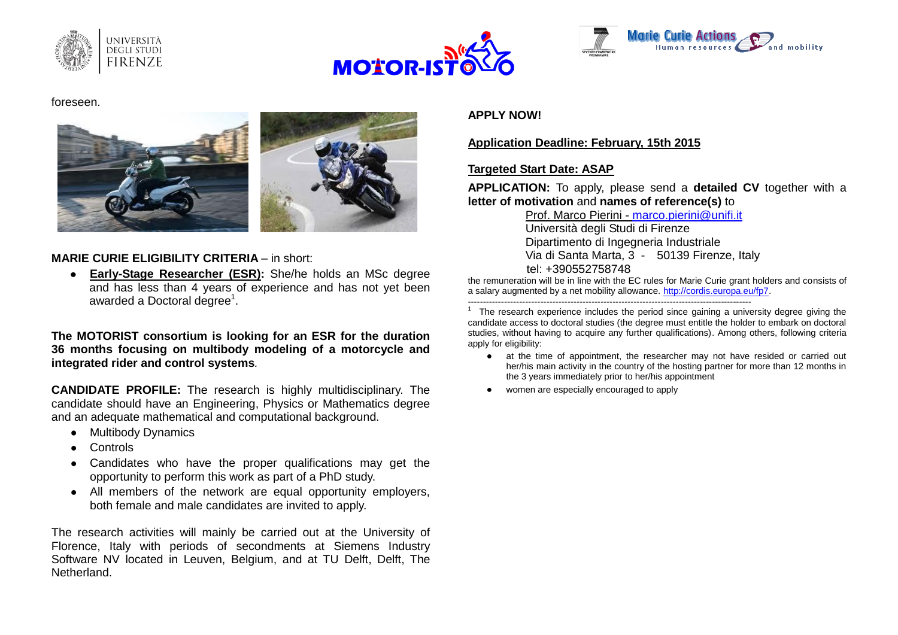foreseen.

**MARIE CURIE ELIGIBILITY CRITERIA** – in short:

- **Early-Stage Researcher (ESR):** She/he holds an MSc degree and has less than 4 years of experience and has not yet been awarded a Doctoral degree[1].

**The MOTORIST consortium is looking for an ESR for the duration 36 months focusing on multibody modeling of a motorcycle and integrated rider and control systems**.

**CANDIDATE PROFILE:** The research is highly multidisciplinary. The candidate should have an Engineering, Physics or Mathematics degree and an adequate mathematical and computational background.

- Multibody Dynamics
- Controls
- Candidates who have the proper qualifications may get the opportunity to perform this work as part of a PhD study.
- All members of the network are equal opportunity employers, both female and male candidates are invited to apply.

The research activities will mainly be carried out at the University of Florence, Italy with periods of secondments at Siemens Industry Software NV located in Leuven, Belgium, and at TU Delft, Delft, The Netherland.

**APPLY NOW!**

**Application Deadline: February, 15th 2015**

**Targeted Start Date: ASAP**

**APPLICATION:** To apply, please send a **detailed CV** together with a **letter of motivation** and **names of reference(s)** to

Prof. Marco Pierini - marco.pierini@unifi.it
Università degli Studi di Firenze
Dipartimento di Ingegneria Industriale
Via di Santa Marta, 3 - 50139 Firenze, Italy
tel: +390552758748

the remuneration will be in line with the EC rules for Marie Curie grant holders and consists of a salary augmented by a net mobility allowance. http://cordis.europa.eu/fp7.

---

[1] The research experience includes the period since gaining a university degree giving the candidate access to doctoral studies (the degree must entitle the holder to embark on doctoral studies, without having to acquire any further qualifications). Among others, following criteria apply for eligibility:

- at the time of appointment, the researcher may not have resided or carried out her/his main activity in the country of the hosting partner for more than 12 months in the 3 years immediately prior to her/his appointment
- women are especially encouraged to apply